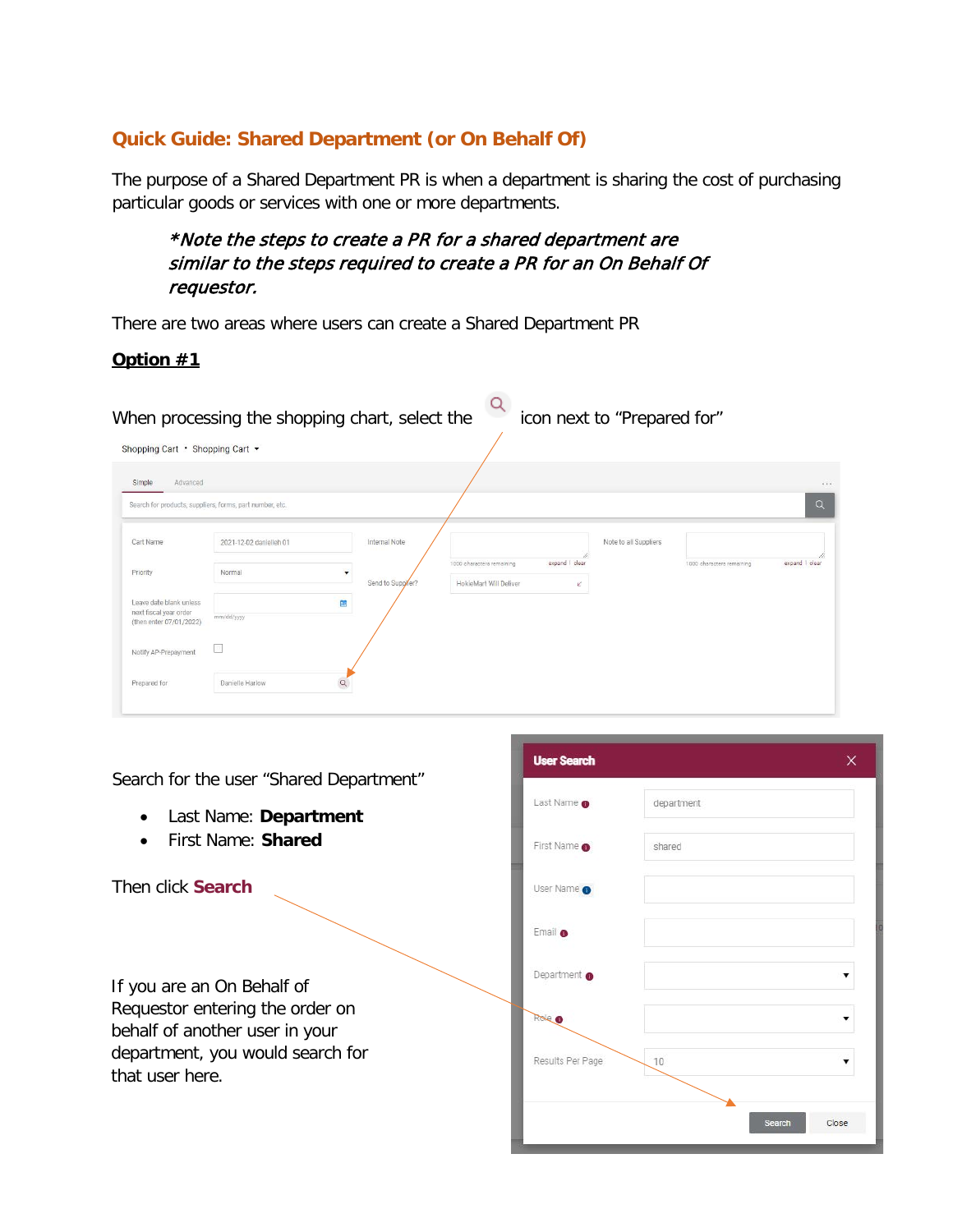## Quick Guide: Shared Department (or On Behalf Of)

The purpose of a Shared Department PR is when a department is sharing the cost of purchasing particular goods or services with one or more departments.

> *\*Note the steps to create a PR for a shared department are similar to the steps required to create a PR for an On Behalf Of requestor.*

There are two areas where users can create a Shared Department PR

**Option #1**

When processing the shopping chart, select the icon next to "Prepared for"

Search for the user "Shared Department"

- Last Name: **Department**
- First Name: **Shared**

Then click **Search**

If you are an On Behalf of Requestor entering the order on behalf of another user in your department, you would search for that user here.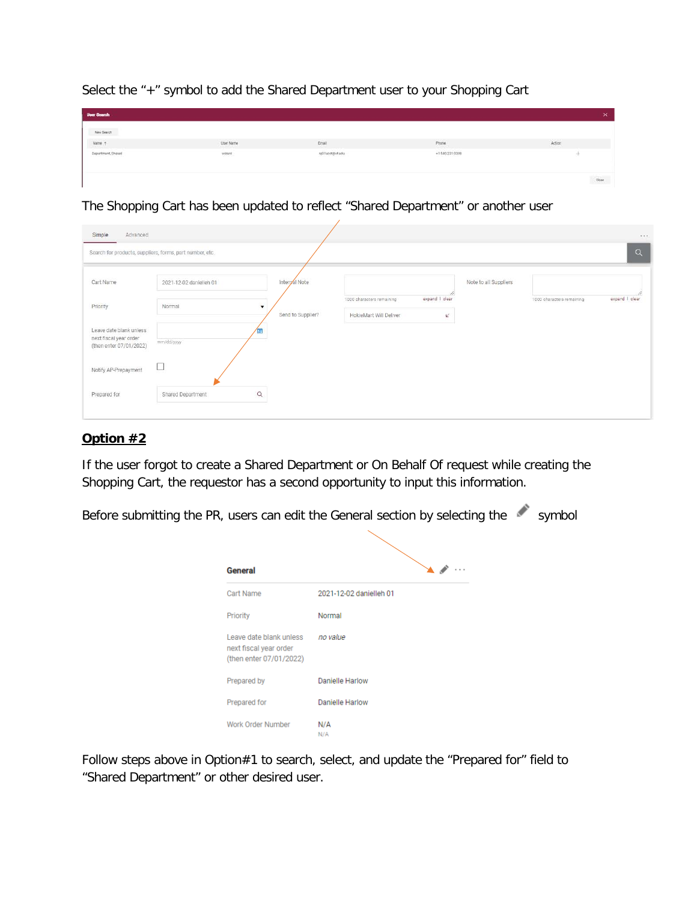Select the "+" symbol to add the Shared Department user to your Shopping Cart

The Shopping Cart has been updated to reflect "Shared Department" or another user

## **Option #2**

If the user forgot to create a Shared Department or On Behalf Of request while creating the Shopping Cart, the requestor has a second opportunity to input this information.

Before submitting the PR, users can edit the General section by selecting the symbol

Follow steps above in Option#1 to search, select, and update the "Prepared for" field to "Shared Department" or other desired user.